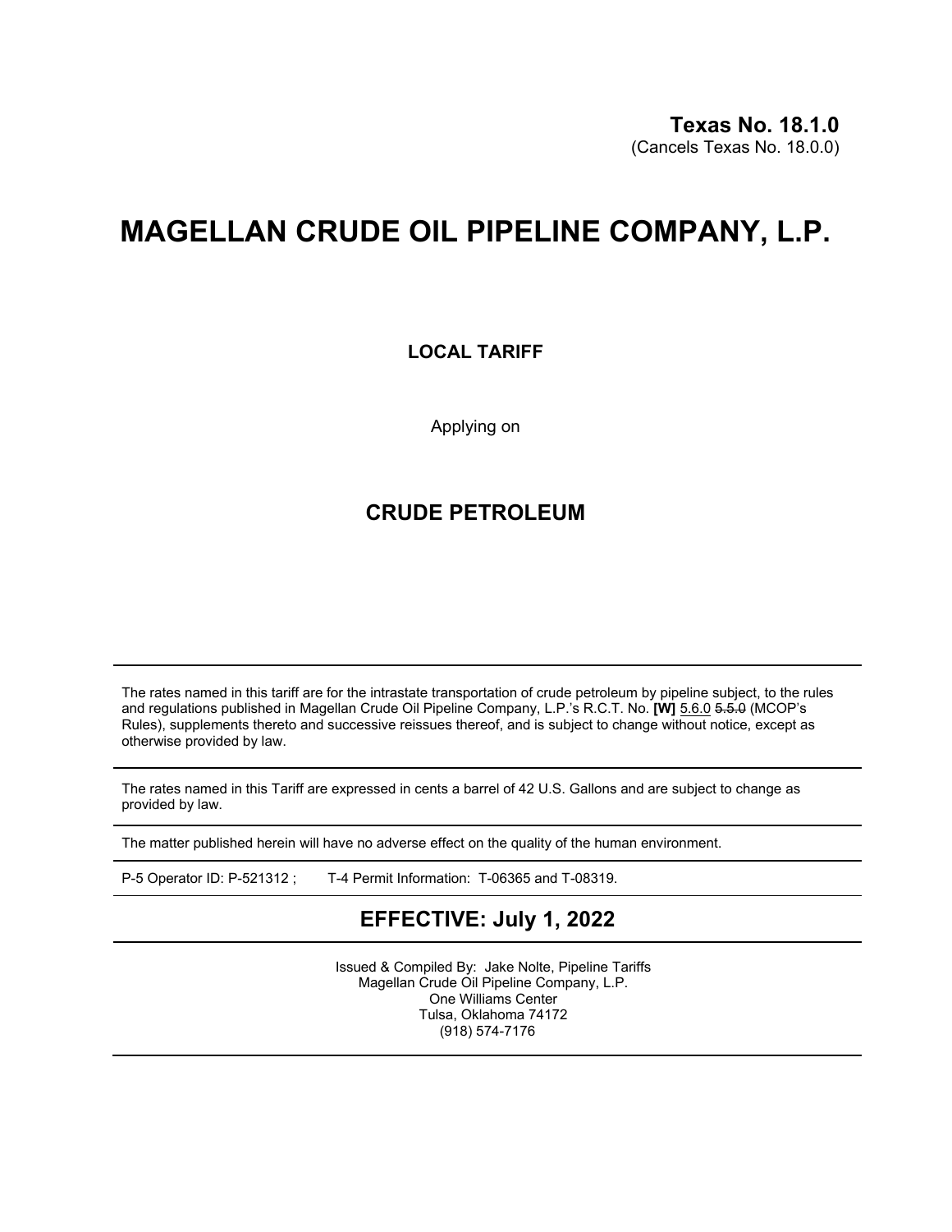**Texas No. 18.1.0**
(Cancels Texas No. 18.0.0)

# MAGELLAN CRUDE OIL PIPELINE COMPANY, L.P.

**LOCAL TARIFF**

Applying on

## CRUDE PETROLEUM

---

The rates named in this tariff are for the intrastate transportation of crude petroleum by pipeline subject, to the rules and regulations published in Magellan Crude Oil Pipeline Company, L.P.'s R.C.T. No. **[W]** 5.6.0 ~~5.5.0~~ (MCOP's Rules), supplements thereto and successive reissues thereof, and is subject to change without notice, except as otherwise provided by law.

---

The rates named in this Tariff are expressed in cents a barrel of 42 U.S. Gallons and are subject to change as provided by law.

---

The matter published herein will have no adverse effect on the quality of the human environment.

---

P-5 Operator ID: P-521312 ; T-4 Permit Information: T-06365 and T-08319.

---

## EFFECTIVE: July 1, 2022

---

Issued & Compiled By: Jake Nolte, Pipeline Tariffs
Magellan Crude Oil Pipeline Company, L.P.
One Williams Center
Tulsa, Oklahoma 74172
(918) 574-7176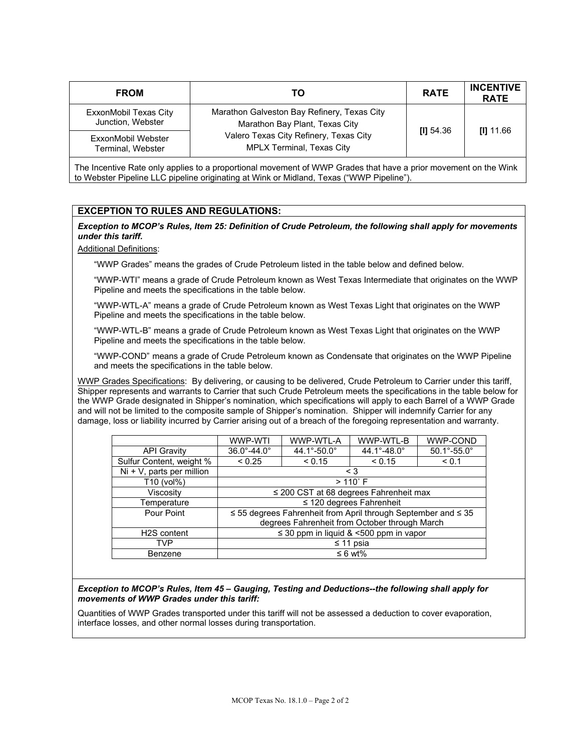| FROM | TO | RATE | INCENTIVE RATE |
|---|---|---|---|
| ExxonMobil Texas City Junction, Webster | Marathon Galveston Bay Refinery, Texas City<br>Marathon Bay Plant, Texas City<br>Valero Texas City Refinery, Texas City<br>MPLX Terminal, Texas City | [I] 54.36 | [I] 11.66 |
| ExxonMobil Webster Terminal, Webster | | | |

The Incentive Rate only applies to a proportional movement of WWP Grades that have a prior movement on the Wink to Webster Pipeline LLC pipeline originating at Wink or Midland, Texas ("WWP Pipeline").

## EXCEPTION TO RULES AND REGULATIONS:

***Exception to MCOP's Rules, Item 25: Definition of Crude Petroleum, the following shall apply for movements under this tariff.***

Additional Definitions:

"WWP Grades" means the grades of Crude Petroleum listed in the table below and defined below.

"WWP-WTI" means a grade of Crude Petroleum known as West Texas Intermediate that originates on the WWP Pipeline and meets the specifications in the table below.

"WWP-WTL-A" means a grade of Crude Petroleum known as West Texas Light that originates on the WWP Pipeline and meets the specifications in the table below.

"WWP-WTL-B" means a grade of Crude Petroleum known as West Texas Light that originates on the WWP Pipeline and meets the specifications in the table below.

"WWP-COND" means a grade of Crude Petroleum known as Condensate that originates on the WWP Pipeline and meets the specifications in the table below.

WWP Grades Specifications: By delivering, or causing to be delivered, Crude Petroleum to Carrier under this tariff, Shipper represents and warrants to Carrier that such Crude Petroleum meets the specifications in the table below for the WWP Grade designated in Shipper's nomination, which specifications will apply to each Barrel of a WWP Grade and will not be limited to the composite sample of Shipper's nomination. Shipper will indemnify Carrier for any damage, loss or liability incurred by Carrier arising out of a breach of the foregoing representation and warranty.

| | WWP-WTI | WWP-WTL-A | WWP-WTL-B | WWP-COND |
|---|---|---|---|---|
| API Gravity | 36.0°-44.0° | 44.1°-50.0° | 44.1°-48.0° | 50.1°-55.0° |
| Sulfur Content, weight % | < 0.25 | < 0.15 | < 0.15 | < 0.1 |
| Ni + V, parts per million | < 3 | | | |
| T10 (vol%) | > 110˚ F | | | |
| Viscosity | ≤ 200 CST at 68 degrees Fahrenheit max | | | |
| Temperature | ≤ 120 degrees Fahrenheit | | | |
| Pour Point | ≤ 55 degrees Fahrenheit from April through September and ≤ 35 degrees Fahrenheit from October through March | | | |
| $H_2S$ content | ≤ 30 ppm in liquid & <500 ppm in vapor | | | |
| TVP | ≤ 11 psia | | | |
| Benzene | ≤ 6 wt% | | | |

***Exception to MCOP's Rules, Item 45 – Gauging, Testing and Deductions--the following shall apply for movements of WWP Grades under this tariff:***

Quantities of WWP Grades transported under this tariff will not be assessed a deduction to cover evaporation, interface losses, and other normal losses during transportation.